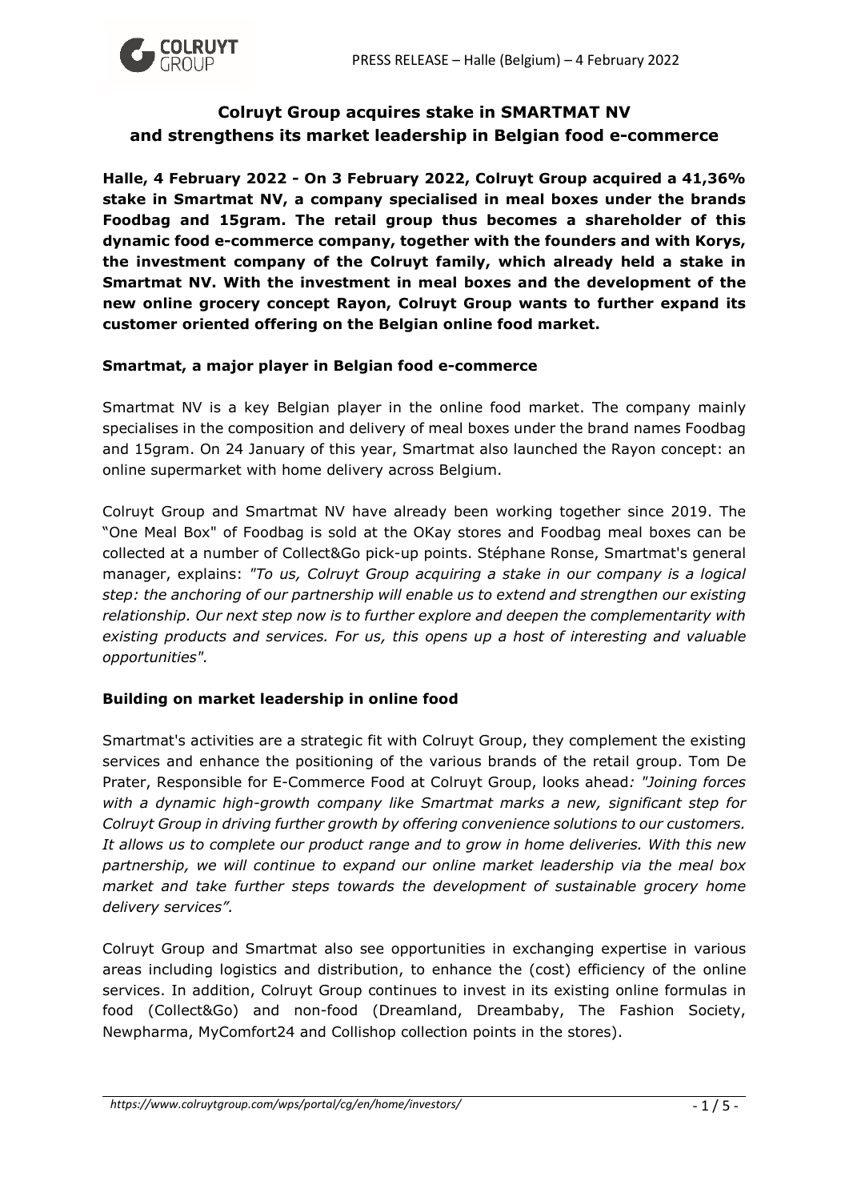# Colruyt Group acquires stake in SMARTMAT NV and strengthens its market leadership in Belgian food e-commerce

**Halle, 4 February 2022 - On 3 February 2022, Colruyt Group acquired a 41,36% stake in Smartmat NV, a company specialised in meal boxes under the brands Foodbag and 15gram. The retail group thus becomes a shareholder of this dynamic food e-commerce company, together with the founders and with Korys, the investment company of the Colruyt family, which already held a stake in Smartmat NV. With the investment in meal boxes and the development of the new online grocery concept Rayon, Colruyt Group wants to further expand its customer oriented offering on the Belgian online food market.**

## Smartmat, a major player in Belgian food e-commerce

Smartmat NV is a key Belgian player in the online food market. The company mainly specialises in the composition and delivery of meal boxes under the brand names Foodbag and 15gram. On 24 January of this year, Smartmat also launched the Rayon concept: an online supermarket with home delivery across Belgium.

Colruyt Group and Smartmat NV have already been working together since 2019. The "One Meal Box" of Foodbag is sold at the OKay stores and Foodbag meal boxes can be collected at a number of Collect&Go pick-up points. Stéphane Ronse, Smartmat's general manager, explains: *"To us, Colruyt Group acquiring a stake in our company is a logical step: the anchoring of our partnership will enable us to extend and strengthen our existing relationship. Our next step now is to further explore and deepen the complementarity with existing products and services. For us, this opens up a host of interesting and valuable opportunities".*

## Building on market leadership in online food

Smartmat's activities are a strategic fit with Colruyt Group, they complement the existing services and enhance the positioning of the various brands of the retail group. Tom De Prater, Responsible for E-Commerce Food at Colruyt Group, looks ahead*: "Joining forces with a dynamic high-growth company like Smartmat marks a new, significant step for Colruyt Group in driving further growth by offering convenience solutions to our customers. It allows us to complete our product range and to grow in home deliveries. With this new partnership, we will continue to expand our online market leadership via the meal box market and take further steps towards the development of sustainable grocery home delivery services".*

Colruyt Group and Smartmat also see opportunities in exchanging expertise in various areas including logistics and distribution, to enhance the (cost) efficiency of the online services. In addition, Colruyt Group continues to invest in its existing online formulas in food (Collect&Go) and non-food (Dreamland, Dreambaby, The Fashion Society, Newpharma, MyComfort24 and Collishop collection points in the stores).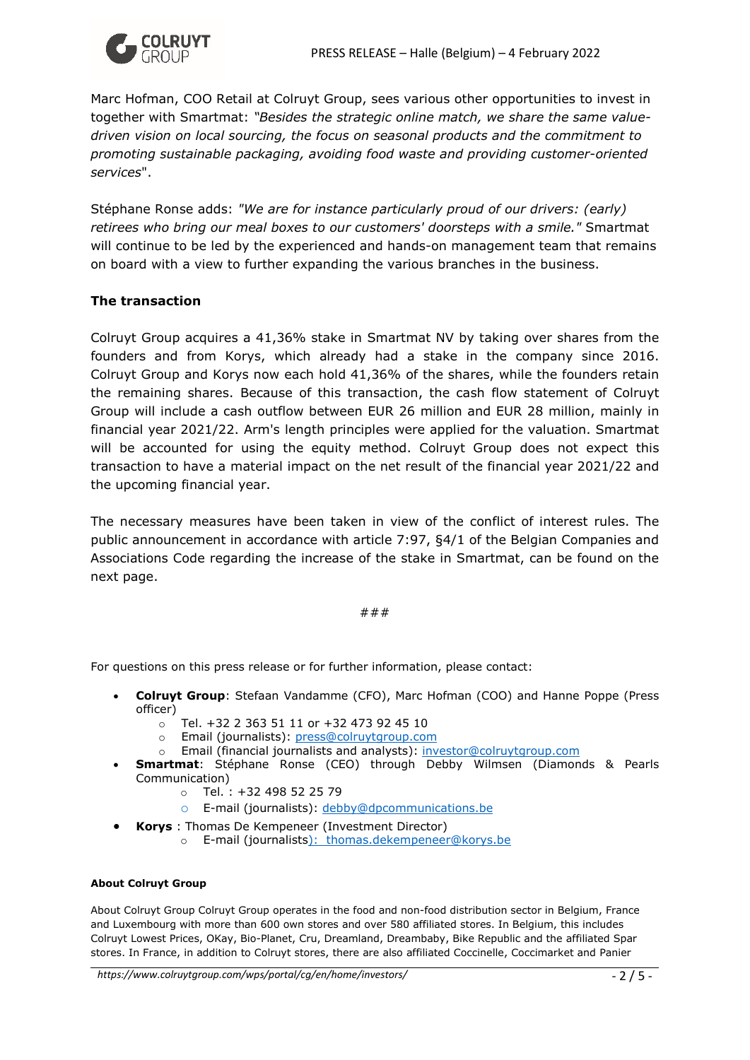Marc Hofman, COO Retail at Colruyt Group, sees various other opportunities to invest in together with Smartmat: *"Besides the strategic online match, we share the same value-driven vision on local sourcing, the focus on seasonal products and the commitment to promoting sustainable packaging, avoiding food waste and providing customer-oriented services*".

Stéphane Ronse adds: *"We are for instance particularly proud of our drivers: (early) retirees who bring our meal boxes to our customers' doorsteps with a smile."* Smartmat will continue to be led by the experienced and hands-on management team that remains on board with a view to further expanding the various branches in the business.

**The transaction**

Colruyt Group acquires a 41,36% stake in Smartmat NV by taking over shares from the founders and from Korys, which already had a stake in the company since 2016. Colruyt Group and Korys now each hold 41,36% of the shares, while the founders retain the remaining shares. Because of this transaction, the cash flow statement of Colruyt Group will include a cash outflow between EUR 26 million and EUR 28 million, mainly in financial year 2021/22. Arm's length principles were applied for the valuation. Smartmat will be accounted for using the equity method. Colruyt Group does not expect this transaction to have a material impact on the net result of the financial year 2021/22 and the upcoming financial year.

The necessary measures have been taken in view of the conflict of interest rules. The public announcement in accordance with article 7:97, §4/1 of the Belgian Companies and Associations Code regarding the increase of the stake in Smartmat, can be found on the next page.

###

For questions on this press release or for further information, please contact:

- **Colruyt Group**: Stefaan Vandamme (CFO), Marc Hofman (COO) and Hanne Poppe (Press officer)
  - Tel. +32 2 363 51 11 or +32 473 92 45 10
  - Email (journalists): press@colruytgroup.com
  - Email (financial journalists and analysts): investor@colruytgroup.com
- **Smartmat**: Stéphane Ronse (CEO) through Debby Wilmsen (Diamonds & Pearls Communication)
  - Tel. : +32 498 52 25 79
  - E-mail (journalists): debby@dpcommunications.be
- **Korys** : Thomas De Kempeneer (Investment Director)
  - E-mail (journalists): thomas.dekempeneer@korys.be

**About Colruyt Group**

About Colruyt Group Colruyt Group operates in the food and non-food distribution sector in Belgium, France and Luxembourg with more than 600 own stores and over 580 affiliated stores. In Belgium, this includes Colruyt Lowest Prices, OKay, Bio-Planet, Cru, Dreamland, Dreambaby, Bike Republic and the affiliated Spar stores. In France, in addition to Colruyt stores, there are also affiliated Coccinelle, Coccimarket and Panier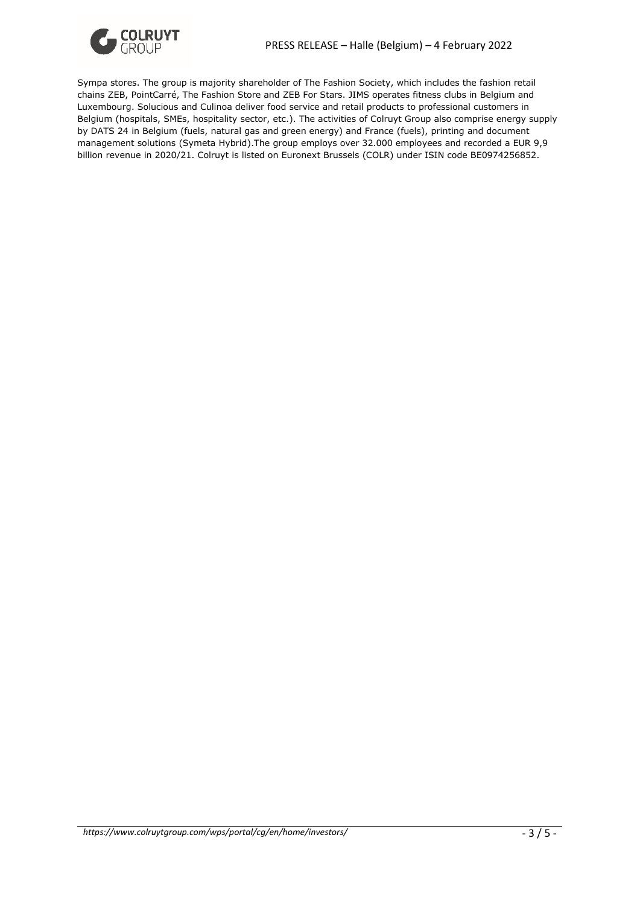Sympa stores. The group is majority shareholder of The Fashion Society, which includes the fashion retail chains ZEB, PointCarré, The Fashion Store and ZEB For Stars. JIMS operates fitness clubs in Belgium and Luxembourg. Solucious and Culinoa deliver food service and retail products to professional customers in Belgium (hospitals, SMEs, hospitality sector, etc.). The activities of Colruyt Group also comprise energy supply by DATS 24 in Belgium (fuels, natural gas and green energy) and France (fuels), printing and document management solutions (Symeta Hybrid).The group employs over 32.000 employees and recorded a EUR 9,9 billion revenue in 2020/21. Colruyt is listed on Euronext Brussels (COLR) under ISIN code BE0974256852.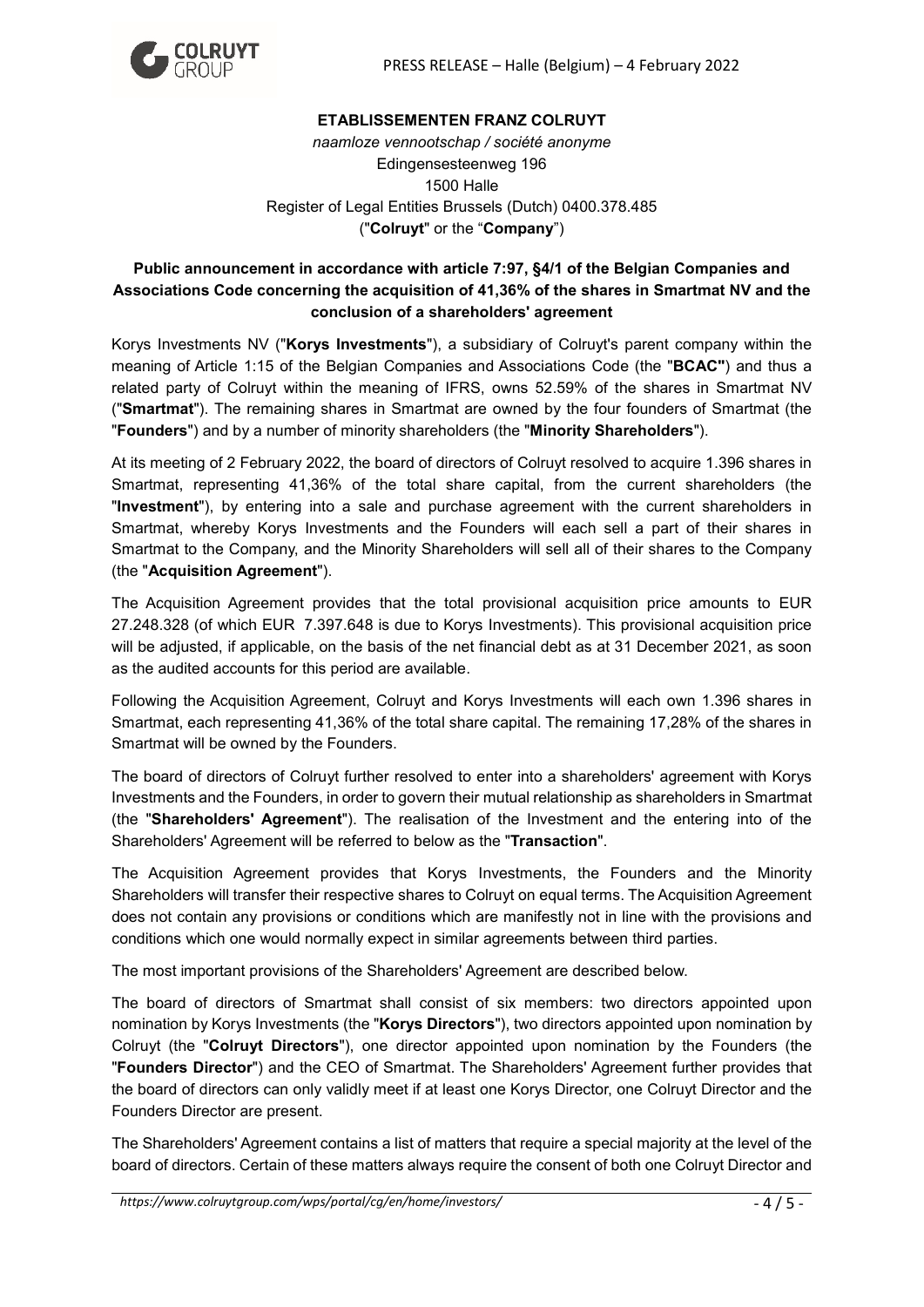**ETABLISSEMENTEN FRANZ COLRUYT**

*naamloze vennootschap / société anonyme*
Edingensesteenweg 196
1500 Halle
Register of Legal Entities Brussels (Dutch) 0400.378.485
("**Colruyt**" or the "**Company**")

**Public announcement in accordance with article 7:97, §4/1 of the Belgian Companies and Associations Code concerning the acquisition of 41,36% of the shares in Smartmat NV and the conclusion of a shareholders' agreement**

Korys Investments NV ("**Korys Investments**"), a subsidiary of Colruyt's parent company within the meaning of Article 1:15 of the Belgian Companies and Associations Code (the "**BCAC"**) and thus a related party of Colruyt within the meaning of IFRS, owns 52.59% of the shares in Smartmat NV ("**Smartmat**"). The remaining shares in Smartmat are owned by the four founders of Smartmat (the "**Founders**") and by a number of minority shareholders (the "**Minority Shareholders**").

At its meeting of 2 February 2022, the board of directors of Colruyt resolved to acquire 1.396 shares in Smartmat, representing 41,36% of the total share capital, from the current shareholders (the "**Investment**"), by entering into a sale and purchase agreement with the current shareholders in Smartmat, whereby Korys Investments and the Founders will each sell a part of their shares in Smartmat to the Company, and the Minority Shareholders will sell all of their shares to the Company (the "**Acquisition Agreement**").

The Acquisition Agreement provides that the total provisional acquisition price amounts to EUR 27.248.328 (of which EUR 7.397.648 is due to Korys Investments). This provisional acquisition price will be adjusted, if applicable, on the basis of the net financial debt as at 31 December 2021, as soon as the audited accounts for this period are available.

Following the Acquisition Agreement, Colruyt and Korys Investments will each own 1.396 shares in Smartmat, each representing 41,36% of the total share capital. The remaining 17,28% of the shares in Smartmat will be owned by the Founders.

The board of directors of Colruyt further resolved to enter into a shareholders' agreement with Korys Investments and the Founders, in order to govern their mutual relationship as shareholders in Smartmat (the "**Shareholders' Agreement**"). The realisation of the Investment and the entering into of the Shareholders' Agreement will be referred to below as the "**Transaction**".

The Acquisition Agreement provides that Korys Investments, the Founders and the Minority Shareholders will transfer their respective shares to Colruyt on equal terms. The Acquisition Agreement does not contain any provisions or conditions which are manifestly not in line with the provisions and conditions which one would normally expect in similar agreements between third parties.

The most important provisions of the Shareholders' Agreement are described below.

The board of directors of Smartmat shall consist of six members: two directors appointed upon nomination by Korys Investments (the "**Korys Directors**"), two directors appointed upon nomination by Colruyt (the "**Colruyt Directors**"), one director appointed upon nomination by the Founders (the "**Founders Director**") and the CEO of Smartmat. The Shareholders' Agreement further provides that the board of directors can only validly meet if at least one Korys Director, one Colruyt Director and the Founders Director are present.

The Shareholders' Agreement contains a list of matters that require a special majority at the level of the board of directors. Certain of these matters always require the consent of both one Colruyt Director and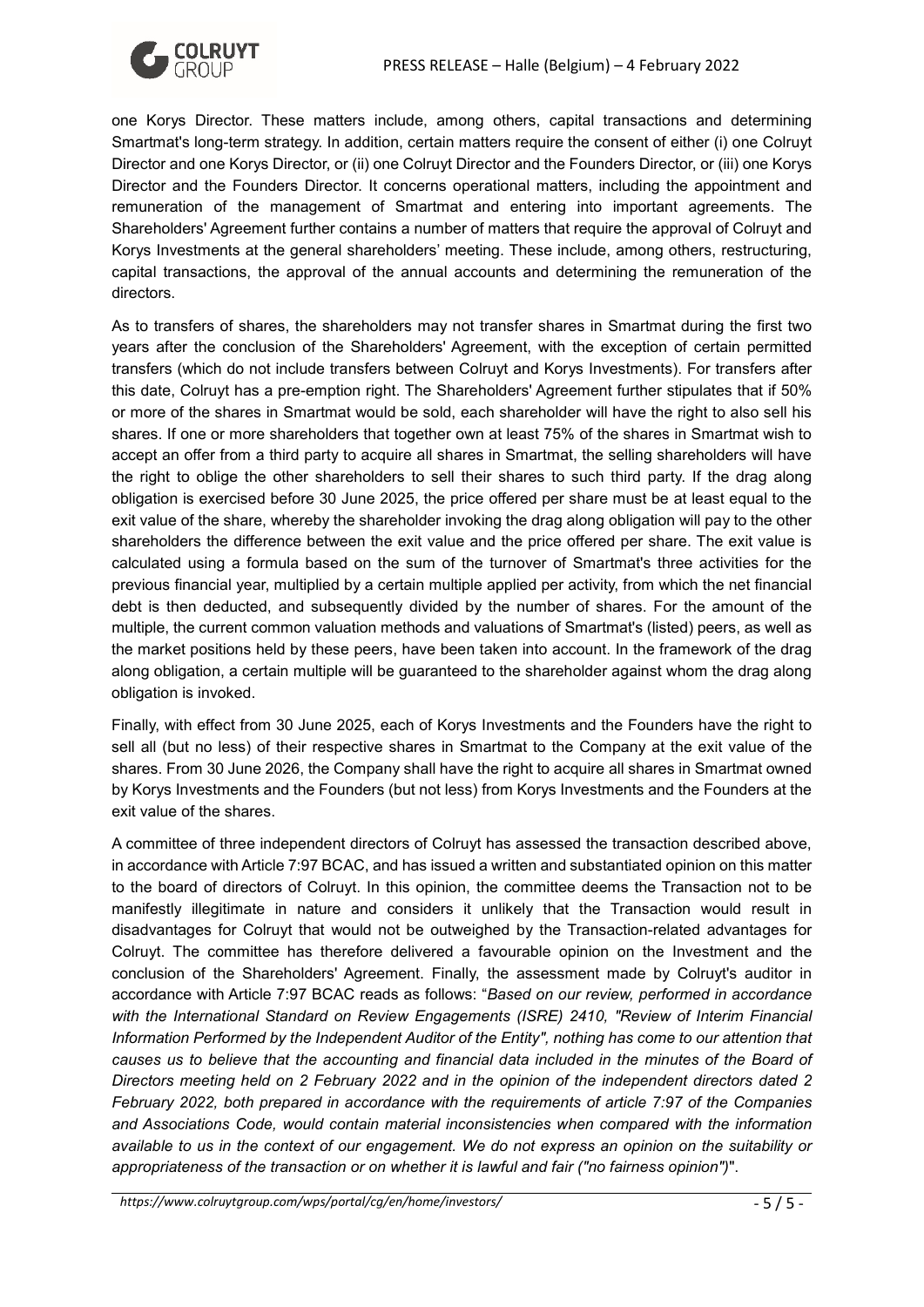one Korys Director. These matters include, among others, capital transactions and determining Smartmat's long-term strategy. In addition, certain matters require the consent of either (i) one Colruyt Director and one Korys Director, or (ii) one Colruyt Director and the Founders Director, or (iii) one Korys Director and the Founders Director. It concerns operational matters, including the appointment and remuneration of the management of Smartmat and entering into important agreements. The Shareholders' Agreement further contains a number of matters that require the approval of Colruyt and Korys Investments at the general shareholders' meeting. These include, among others, restructuring, capital transactions, the approval of the annual accounts and determining the remuneration of the directors.

As to transfers of shares, the shareholders may not transfer shares in Smartmat during the first two years after the conclusion of the Shareholders' Agreement, with the exception of certain permitted transfers (which do not include transfers between Colruyt and Korys Investments). For transfers after this date, Colruyt has a pre-emption right. The Shareholders' Agreement further stipulates that if 50% or more of the shares in Smartmat would be sold, each shareholder will have the right to also sell his shares. If one or more shareholders that together own at least 75% of the shares in Smartmat wish to accept an offer from a third party to acquire all shares in Smartmat, the selling shareholders will have the right to oblige the other shareholders to sell their shares to such third party. If the drag along obligation is exercised before 30 June 2025, the price offered per share must be at least equal to the exit value of the share, whereby the shareholder invoking the drag along obligation will pay to the other shareholders the difference between the exit value and the price offered per share. The exit value is calculated using a formula based on the sum of the turnover of Smartmat's three activities for the previous financial year, multiplied by a certain multiple applied per activity, from which the net financial debt is then deducted, and subsequently divided by the number of shares. For the amount of the multiple, the current common valuation methods and valuations of Smartmat's (listed) peers, as well as the market positions held by these peers, have been taken into account. In the framework of the drag along obligation, a certain multiple will be guaranteed to the shareholder against whom the drag along obligation is invoked.

Finally, with effect from 30 June 2025, each of Korys Investments and the Founders have the right to sell all (but no less) of their respective shares in Smartmat to the Company at the exit value of the shares. From 30 June 2026, the Company shall have the right to acquire all shares in Smartmat owned by Korys Investments and the Founders (but not less) from Korys Investments and the Founders at the exit value of the shares.

A committee of three independent directors of Colruyt has assessed the transaction described above, in accordance with Article 7:97 BCAC, and has issued a written and substantiated opinion on this matter to the board of directors of Colruyt. In this opinion, the committee deems the Transaction not to be manifestly illegitimate in nature and considers it unlikely that the Transaction would result in disadvantages for Colruyt that would not be outweighed by the Transaction-related advantages for Colruyt. The committee has therefore delivered a favourable opinion on the Investment and the conclusion of the Shareholders' Agreement. Finally, the assessment made by Colruyt's auditor in accordance with Article 7:97 BCAC reads as follows: "*Based on our review, performed in accordance with the International Standard on Review Engagements (ISRE) 2410, "Review of Interim Financial Information Performed by the Independent Auditor of the Entity", nothing has come to our attention that causes us to believe that the accounting and financial data included in the minutes of the Board of Directors meeting held on 2 February 2022 and in the opinion of the independent directors dated 2 February 2022, both prepared in accordance with the requirements of article 7:97 of the Companies and Associations Code, would contain material inconsistencies when compared with the information available to us in the context of our engagement. We do not express an opinion on the suitability or appropriateness of the transaction or on whether it is lawful and fair ("no fairness opinion")*".